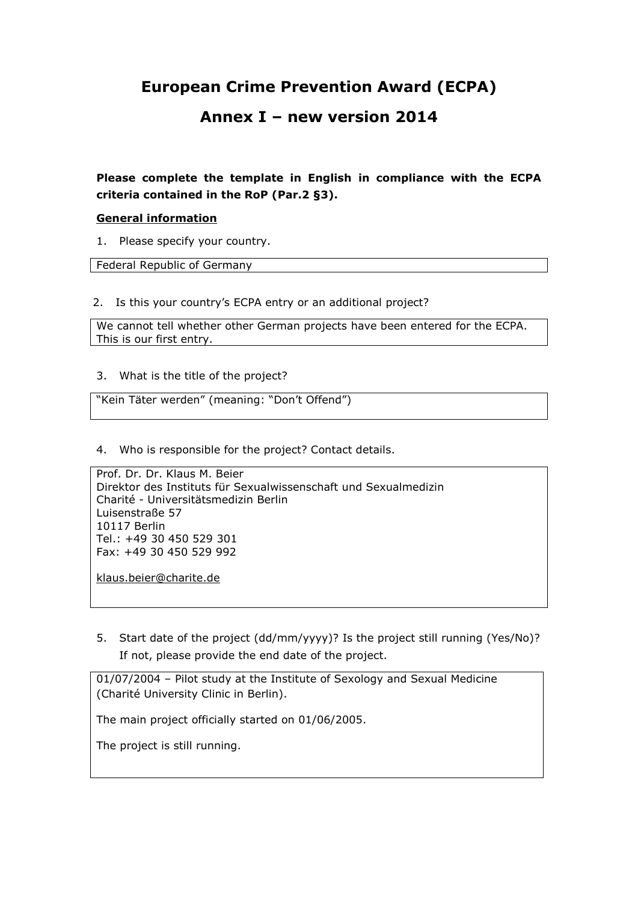# European Crime Prevention Award (ECPA)

# Annex I – new version 2014

**Please complete the template in English in compliance with the ECPA criteria contained in the RoP (Par.2 §3).**

**General information**

1. Please specify your country.

Federal Republic of Germany

2. Is this your country's ECPA entry or an additional project?

We cannot tell whether other German projects have been entered for the ECPA. This is our first entry.

3. What is the title of the project?

"Kein Täter werden" (meaning: "Don't Offend")

4. Who is responsible for the project? Contact details.

Prof. Dr. Dr. Klaus M. Beier
Direktor des Instituts für Sexualwissenschaft und Sexualmedizin
Charité - Universitätsmedizin Berlin
Luisenstraße 57
10117 Berlin
Tel.: +49 30 450 529 301
Fax: +49 30 450 529 992

klaus.beier@charite.de

5. Start date of the project (dd/mm/yyyy)? Is the project still running (Yes/No)? If not, please provide the end date of the project.

01/07/2004 – Pilot study at the Institute of Sexology and Sexual Medicine (Charité University Clinic in Berlin).

The main project officially started on 01/06/2005.

The project is still running.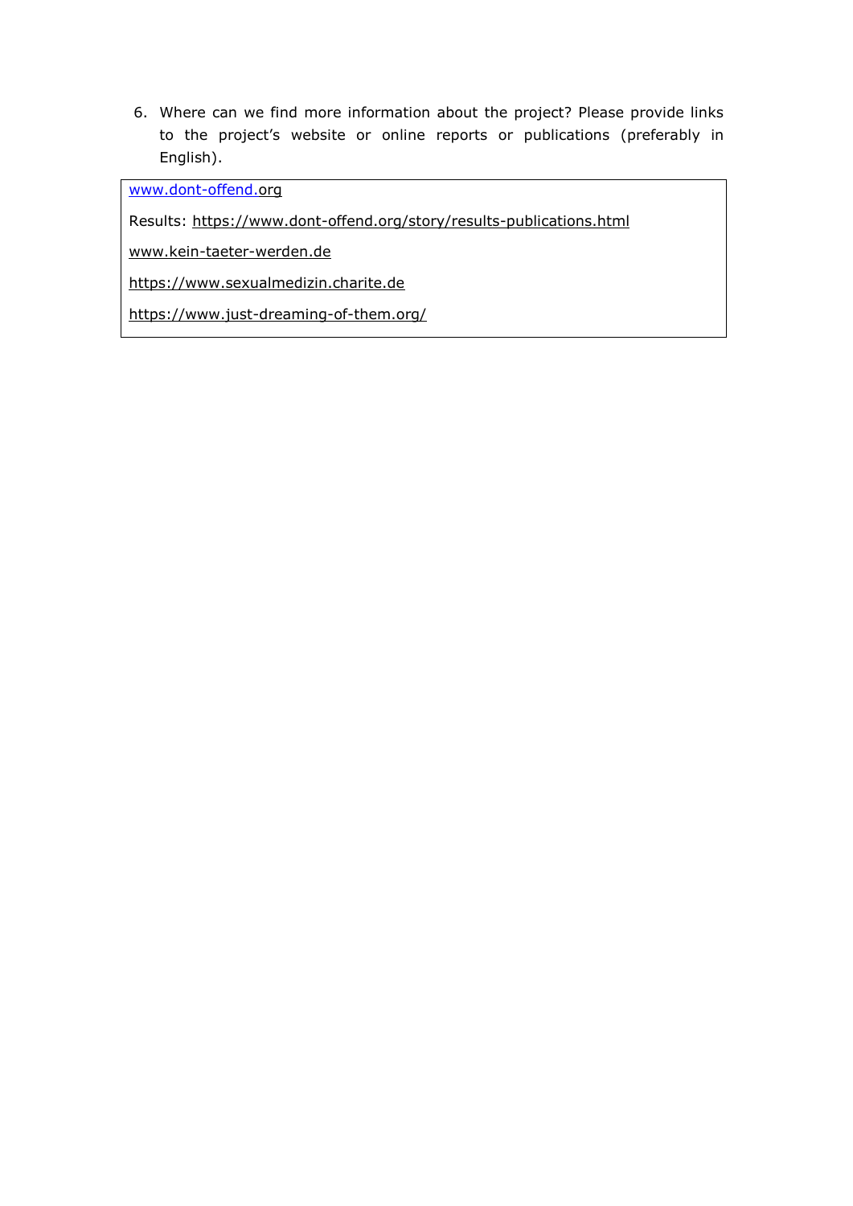6. Where can we find more information about the project? Please provide links to the project's website or online reports or publications (preferably in English).

| |
|---|
| www.dont-offend.org<br><br>Results: https://www.dont-offend.org/story/results-publications.html<br><br>www.kein-taeter-werden.de<br><br>https://www.sexualmedizin.charite.de<br><br>https://www.just-dreaming-of-them.org/ |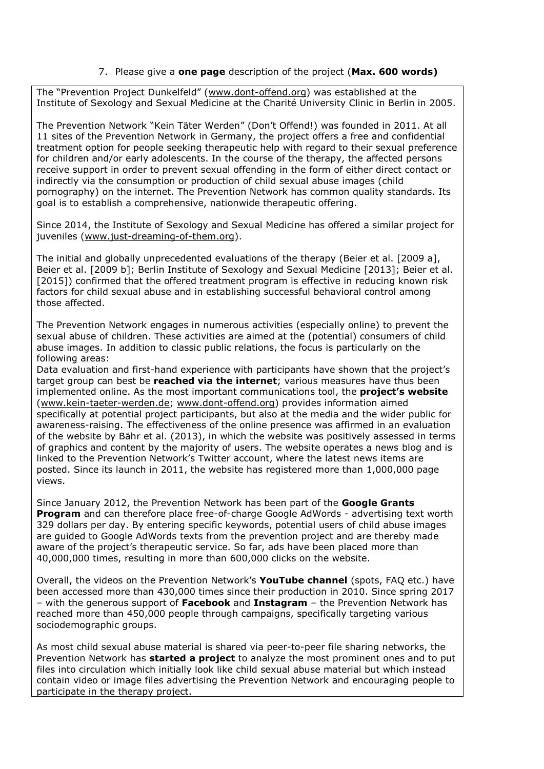7. Please give a **one page** description of the project (**Max. 600 words)**

The "Prevention Project Dunkelfeld" (www.dont-offend.org) was established at the Institute of Sexology and Sexual Medicine at the Charité University Clinic in Berlin in 2005.

The Prevention Network "Kein Täter Werden" (Don't Offend!) was founded in 2011. At all 11 sites of the Prevention Network in Germany, the project offers a free and confidential treatment option for people seeking therapeutic help with regard to their sexual preference for children and/or early adolescents. In the course of the therapy, the affected persons receive support in order to prevent sexual offending in the form of either direct contact or indirectly via the consumption or production of child sexual abuse images (child pornography) on the internet. The Prevention Network has common quality standards. Its goal is to establish a comprehensive, nationwide therapeutic offering.

Since 2014, the Institute of Sexology and Sexual Medicine has offered a similar project for juveniles (www.just-dreaming-of-them.org).

The initial and globally unprecedented evaluations of the therapy (Beier et al. [2009 a], Beier et al. [2009 b]; Berlin Institute of Sexology and Sexual Medicine [2013]; Beier et al. [2015]) confirmed that the offered treatment program is effective in reducing known risk factors for child sexual abuse and in establishing successful behavioral control among those affected.

The Prevention Network engages in numerous activities (especially online) to prevent the sexual abuse of children. These activities are aimed at the (potential) consumers of child abuse images. In addition to classic public relations, the focus is particularly on the following areas:
Data evaluation and first-hand experience with participants have shown that the project's target group can best be **reached via the internet**; various measures have thus been implemented online. As the most important communications tool, the **project's website** (www.kein-taeter-werden.de; www.dont-offend.org) provides information aimed specifically at potential project participants, but also at the media and the wider public for awareness-raising. The effectiveness of the online presence was affirmed in an evaluation of the website by Bähr et al. (2013), in which the website was positively assessed in terms of graphics and content by the majority of users. The website operates a news blog and is linked to the Prevention Network's Twitter account, where the latest news items are posted. Since its launch in 2011, the website has registered more than 1,000,000 page views.

Since January 2012, the Prevention Network has been part of the **Google Grants Program** and can therefore place free-of-charge Google AdWords - advertising text worth 329 dollars per day. By entering specific keywords, potential users of child abuse images are guided to Google AdWords texts from the prevention project and are thereby made aware of the project's therapeutic service. So far, ads have been placed more than 40,000,000 times, resulting in more than 600,000 clicks on the website.

Overall, the videos on the Prevention Network's **YouTube channel** (spots, FAQ etc.) have been accessed more than 430,000 times since their production in 2010. Since spring 2017 – with the generous support of **Facebook** and **Instagram** – the Prevention Network has reached more than 450,000 people through campaigns, specifically targeting various sociodemographic groups.

As most child sexual abuse material is shared via peer-to-peer file sharing networks, the Prevention Network has **started a project** to analyze the most prominent ones and to put files into circulation which initially look like child sexual abuse material but which instead contain video or image files advertising the Prevention Network and encouraging people to participate in the therapy project.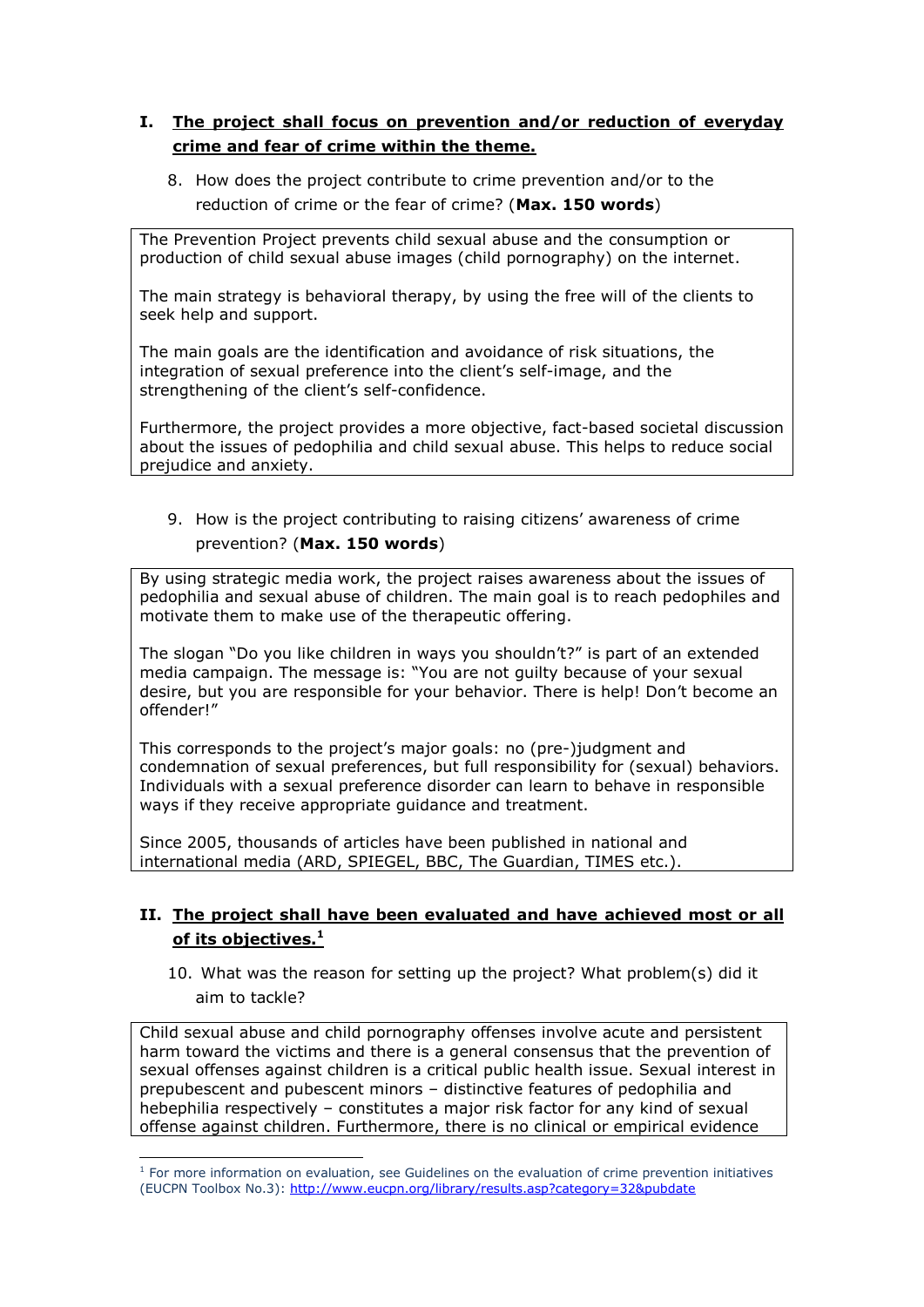## I. The project shall focus on prevention and/or reduction of everyday crime and fear of crime within the theme.

8. How does the project contribute to crime prevention and/or to the reduction of crime or the fear of crime? (**Max. 150 words**)

The Prevention Project prevents child sexual abuse and the consumption or production of child sexual abuse images (child pornography) on the internet.

The main strategy is behavioral therapy, by using the free will of the clients to seek help and support.

The main goals are the identification and avoidance of risk situations, the integration of sexual preference into the client's self-image, and the strengthening of the client's self-confidence.

Furthermore, the project provides a more objective, fact-based societal discussion about the issues of pedophilia and child sexual abuse. This helps to reduce social prejudice and anxiety.

9. How is the project contributing to raising citizens' awareness of crime prevention? (**Max. 150 words**)

By using strategic media work, the project raises awareness about the issues of pedophilia and sexual abuse of children. The main goal is to reach pedophiles and motivate them to make use of the therapeutic offering.

The slogan "Do you like children in ways you shouldn't?" is part of an extended media campaign. The message is: "You are not guilty because of your sexual desire, but you are responsible for your behavior. There is help! Don't become an offender!"

This corresponds to the project's major goals: no (pre-)judgment and condemnation of sexual preferences, but full responsibility for (sexual) behaviors. Individuals with a sexual preference disorder can learn to behave in responsible ways if they receive appropriate guidance and treatment.

Since 2005, thousands of articles have been published in national and international media (ARD, SPIEGEL, BBC, The Guardian, TIMES etc.).

## II. The project shall have been evaluated and have achieved most or all of its objectives.[1]

10. What was the reason for setting up the project? What problem(s) did it aim to tackle?

Child sexual abuse and child pornography offenses involve acute and persistent harm toward the victims and there is a general consensus that the prevention of sexual offenses against children is a critical public health issue. Sexual interest in prepubescent and pubescent minors – distinctive features of pedophilia and hebephilia respectively – constitutes a major risk factor for any kind of sexual offense against children. Furthermore, there is no clinical or empirical evidence

---

[1] For more information on evaluation, see Guidelines on the evaluation of crime prevention initiatives (EUCPN Toolbox No.3): http://www.eucpn.org/library/results.asp?category=32&pubdate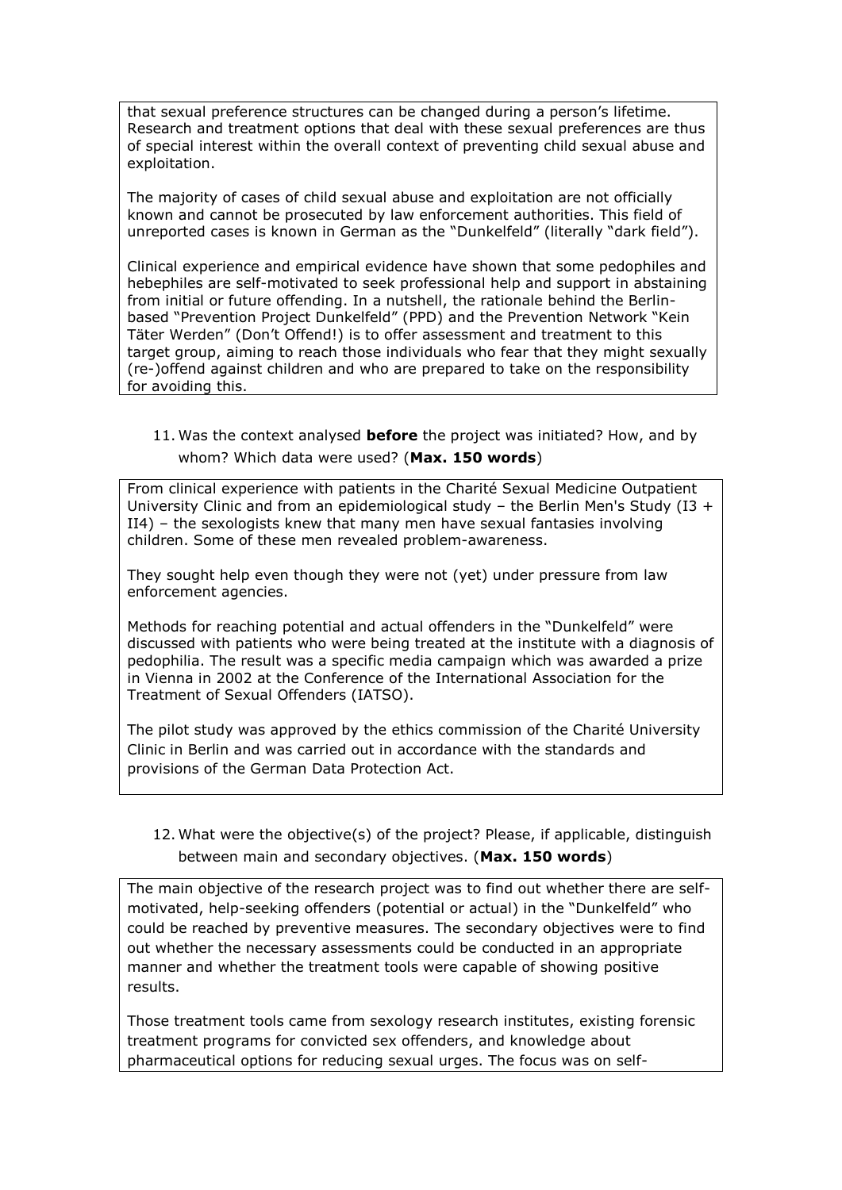that sexual preference structures can be changed during a person's lifetime. Research and treatment options that deal with these sexual preferences are thus of special interest within the overall context of preventing child sexual abuse and exploitation.

The majority of cases of child sexual abuse and exploitation are not officially known and cannot be prosecuted by law enforcement authorities. This field of unreported cases is known in German as the "Dunkelfeld" (literally "dark field").

Clinical experience and empirical evidence have shown that some pedophiles and hebephiles are self-motivated to seek professional help and support in abstaining from initial or future offending. In a nutshell, the rationale behind the Berlin-based "Prevention Project Dunkelfeld" (PPD) and the Prevention Network "Kein Täter Werden" (Don't Offend!) is to offer assessment and treatment to this target group, aiming to reach those individuals who fear that they might sexually (re-)offend against children and who are prepared to take on the responsibility for avoiding this.

11. Was the context analysed **before** the project was initiated? How, and by whom? Which data were used? (**Max. 150 words**)

From clinical experience with patients in the Charité Sexual Medicine Outpatient University Clinic and from an epidemiological study – the Berlin Men's Study (I3 + II4) – the sexologists knew that many men have sexual fantasies involving children. Some of these men revealed problem-awareness.

They sought help even though they were not (yet) under pressure from law enforcement agencies.

Methods for reaching potential and actual offenders in the "Dunkelfeld" were discussed with patients who were being treated at the institute with a diagnosis of pedophilia. The result was a specific media campaign which was awarded a prize in Vienna in 2002 at the Conference of the International Association for the Treatment of Sexual Offenders (IATSO).

The pilot study was approved by the ethics commission of the Charité University Clinic in Berlin and was carried out in accordance with the standards and provisions of the German Data Protection Act.

12. What were the objective(s) of the project? Please, if applicable, distinguish between main and secondary objectives. (**Max. 150 words**)

The main objective of the research project was to find out whether there are self-motivated, help-seeking offenders (potential or actual) in the "Dunkelfeld" who could be reached by preventive measures. The secondary objectives were to find out whether the necessary assessments could be conducted in an appropriate manner and whether the treatment tools were capable of showing positive results.

Those treatment tools came from sexology research institutes, existing forensic treatment programs for convicted sex offenders, and knowledge about pharmaceutical options for reducing sexual urges. The focus was on self-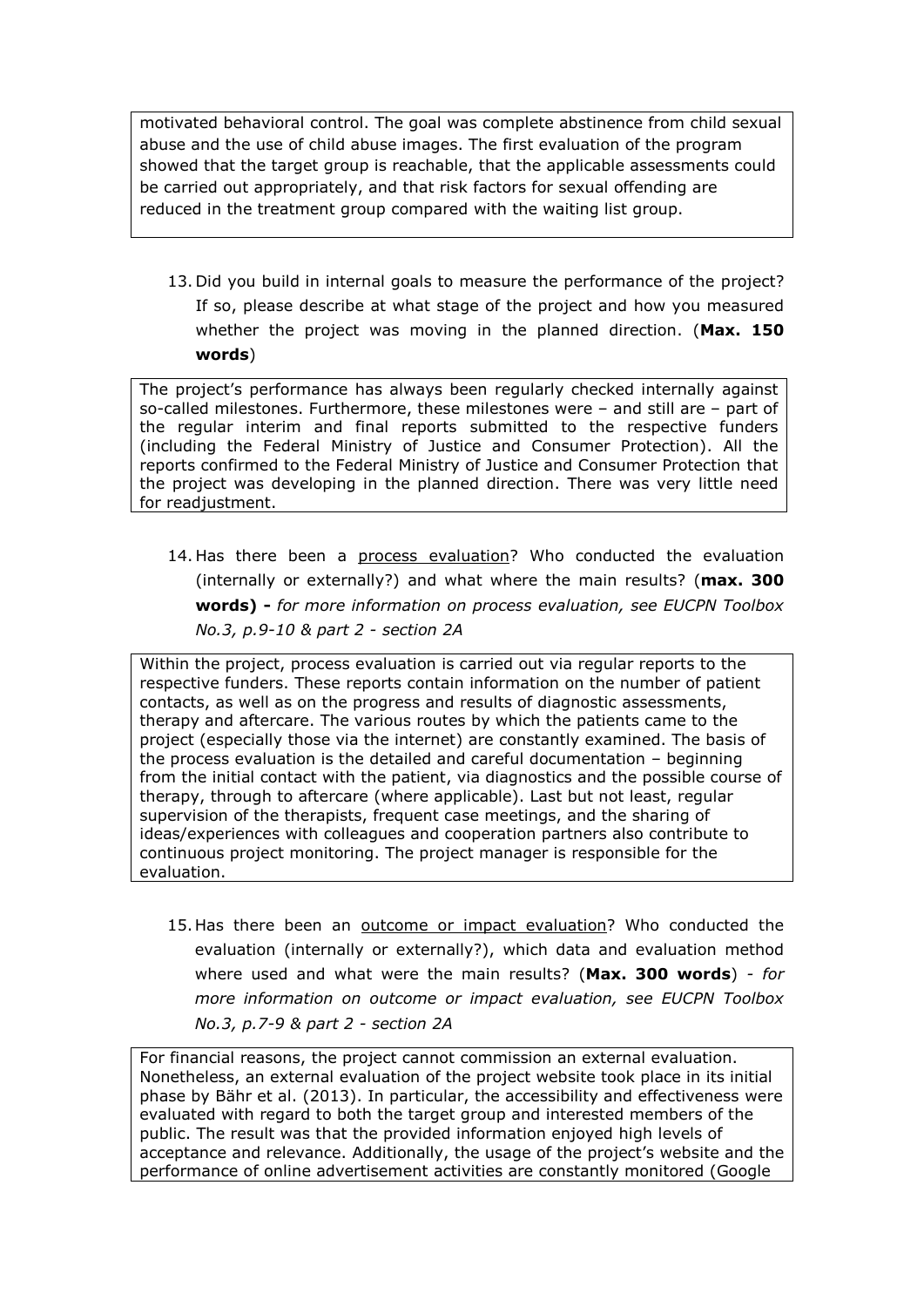motivated behavioral control. The goal was complete abstinence from child sexual abuse and the use of child abuse images. The first evaluation of the program showed that the target group is reachable, that the applicable assessments could be carried out appropriately, and that risk factors for sexual offending are reduced in the treatment group compared with the waiting list group.

13. Did you build in internal goals to measure the performance of the project? If so, please describe at what stage of the project and how you measured whether the project was moving in the planned direction. (**Max. 150 words**)

The project's performance has always been regularly checked internally against so-called milestones. Furthermore, these milestones were – and still are – part of the regular interim and final reports submitted to the respective funders (including the Federal Ministry of Justice and Consumer Protection). All the reports confirmed to the Federal Ministry of Justice and Consumer Protection that the project was developing in the planned direction. There was very little need for readjustment.

14. Has there been a process evaluation? Who conducted the evaluation (internally or externally?) and what where the main results? (**max. 300 words) -** *for more information on process evaluation, see EUCPN Toolbox No.3, p.9-10 & part 2 - section 2A*

Within the project, process evaluation is carried out via regular reports to the respective funders. These reports contain information on the number of patient contacts, as well as on the progress and results of diagnostic assessments, therapy and aftercare. The various routes by which the patients came to the project (especially those via the internet) are constantly examined. The basis of the process evaluation is the detailed and careful documentation – beginning from the initial contact with the patient, via diagnostics and the possible course of therapy, through to aftercare (where applicable). Last but not least, regular supervision of the therapists, frequent case meetings, and the sharing of ideas/experiences with colleagues and cooperation partners also contribute to continuous project monitoring. The project manager is responsible for the evaluation.

15. Has there been an outcome or impact evaluation? Who conducted the evaluation (internally or externally?), which data and evaluation method where used and what were the main results? (**Max. 300 words**) - *for more information on outcome or impact evaluation, see EUCPN Toolbox No.3, p.7-9 & part 2 - section 2A*

For financial reasons, the project cannot commission an external evaluation. Nonetheless, an external evaluation of the project website took place in its initial phase by Bähr et al. (2013). In particular, the accessibility and effectiveness were evaluated with regard to both the target group and interested members of the public. The result was that the provided information enjoyed high levels of acceptance and relevance. Additionally, the usage of the project's website and the performance of online advertisement activities are constantly monitored (Google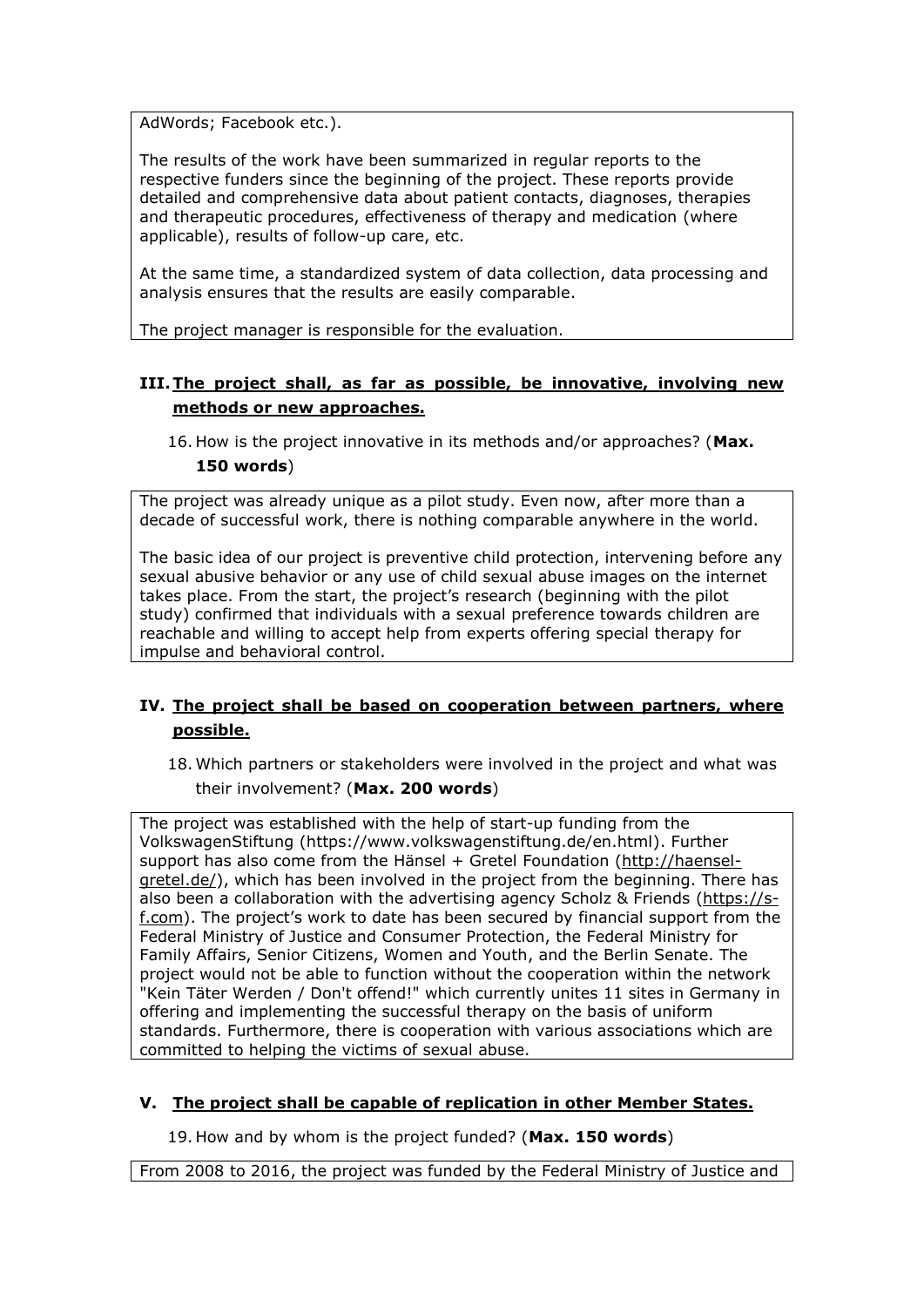AdWords; Facebook etc.).

The results of the work have been summarized in regular reports to the respective funders since the beginning of the project. These reports provide detailed and comprehensive data about patient contacts, diagnoses, therapies and therapeutic procedures, effectiveness of therapy and medication (where applicable), results of follow-up care, etc.

At the same time, a standardized system of data collection, data processing and analysis ensures that the results are easily comparable.

The project manager is responsible for the evaluation.

## III. The project shall, as far as possible, be innovative, involving new methods or new approaches.

16. How is the project innovative in its methods and/or approaches? (**Max. 150 words**)

The project was already unique as a pilot study. Even now, after more than a decade of successful work, there is nothing comparable anywhere in the world.

The basic idea of our project is preventive child protection, intervening before any sexual abusive behavior or any use of child sexual abuse images on the internet takes place. From the start, the project's research (beginning with the pilot study) confirmed that individuals with a sexual preference towards children are reachable and willing to accept help from experts offering special therapy for impulse and behavioral control.

## IV. The project shall be based on cooperation between partners, where possible.

18. Which partners or stakeholders were involved in the project and what was their involvement? (**Max. 200 words**)

The project was established with the help of start-up funding from the VolkswagenStiftung (https://www.volkswagenstiftung.de/en.html). Further support has also come from the Hänsel + Gretel Foundation (http://haensel-gretel.de/), which has been involved in the project from the beginning. There has also been a collaboration with the advertising agency Scholz & Friends (https://s-f.com). The project's work to date has been secured by financial support from the Federal Ministry of Justice and Consumer Protection, the Federal Ministry for Family Affairs, Senior Citizens, Women and Youth, and the Berlin Senate. The project would not be able to function without the cooperation within the network "Kein Täter Werden / Don't offend!" which currently unites 11 sites in Germany in offering and implementing the successful therapy on the basis of uniform standards. Furthermore, there is cooperation with various associations which are committed to helping the victims of sexual abuse.

## V. The project shall be capable of replication in other Member States.

19. How and by whom is the project funded? (**Max. 150 words**)

From 2008 to 2016, the project was funded by the Federal Ministry of Justice and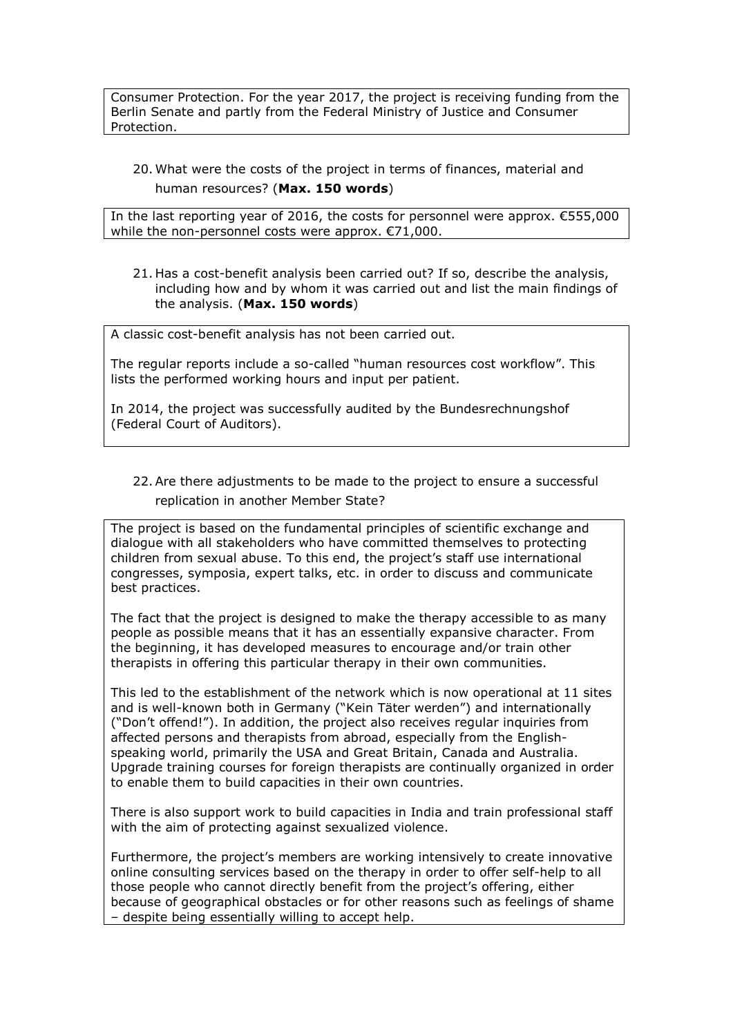Consumer Protection. For the year 2017, the project is receiving funding from the Berlin Senate and partly from the Federal Ministry of Justice and Consumer Protection.

20. What were the costs of the project in terms of finances, material and human resources? (**Max. 150 words**)

In the last reporting year of 2016, the costs for personnel were approx. €555,000 while the non-personnel costs were approx. €71,000.

21. Has a cost-benefit analysis been carried out? If so, describe the analysis, including how and by whom it was carried out and list the main findings of the analysis. (**Max. 150 words**)

A classic cost-benefit analysis has not been carried out.

The regular reports include a so-called "human resources cost workflow". This lists the performed working hours and input per patient.

In 2014, the project was successfully audited by the Bundesrechnungshof (Federal Court of Auditors).

22. Are there adjustments to be made to the project to ensure a successful replication in another Member State?

The project is based on the fundamental principles of scientific exchange and dialogue with all stakeholders who have committed themselves to protecting children from sexual abuse. To this end, the project's staff use international congresses, symposia, expert talks, etc. in order to discuss and communicate best practices.

The fact that the project is designed to make the therapy accessible to as many people as possible means that it has an essentially expansive character. From the beginning, it has developed measures to encourage and/or train other therapists in offering this particular therapy in their own communities.

This led to the establishment of the network which is now operational at 11 sites and is well-known both in Germany ("Kein Täter werden") and internationally ("Don't offend!"). In addition, the project also receives regular inquiries from affected persons and therapists from abroad, especially from the English-speaking world, primarily the USA and Great Britain, Canada and Australia. Upgrade training courses for foreign therapists are continually organized in order to enable them to build capacities in their own countries.

There is also support work to build capacities in India and train professional staff with the aim of protecting against sexualized violence.

Furthermore, the project's members are working intensively to create innovative online consulting services based on the therapy in order to offer self-help to all those people who cannot directly benefit from the project's offering, either because of geographical obstacles or for other reasons such as feelings of shame – despite being essentially willing to accept help.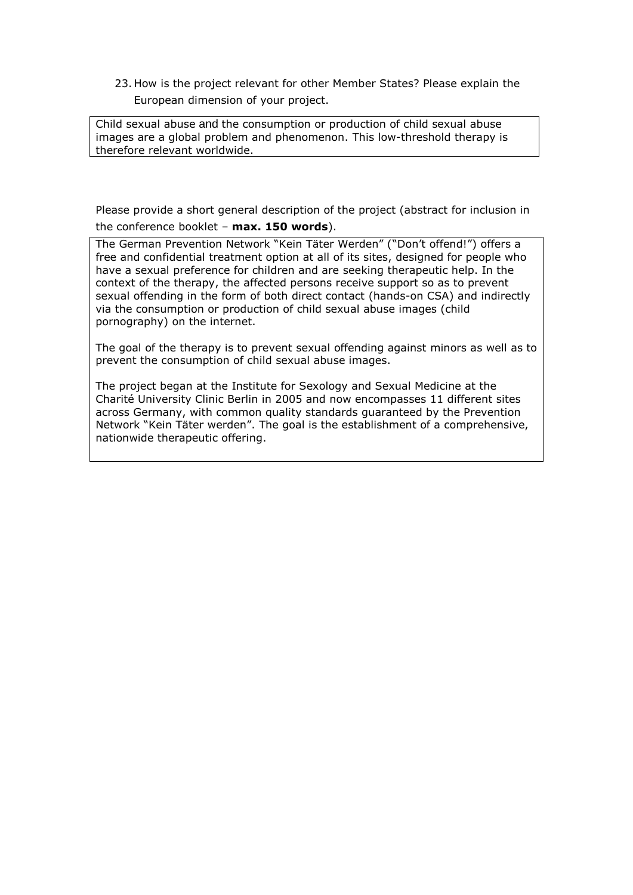23. How is the project relevant for other Member States? Please explain the European dimension of your project.

Child sexual abuse and the consumption or production of child sexual abuse images are a global problem and phenomenon. This low-threshold therapy is therefore relevant worldwide.

Please provide a short general description of the project (abstract for inclusion in the conference booklet – **max. 150 words**).

The German Prevention Network "Kein Täter Werden" ("Don't offend!") offers a free and confidential treatment option at all of its sites, designed for people who have a sexual preference for children and are seeking therapeutic help. In the context of the therapy, the affected persons receive support so as to prevent sexual offending in the form of both direct contact (hands-on CSA) and indirectly via the consumption or production of child sexual abuse images (child pornography) on the internet.

The goal of the therapy is to prevent sexual offending against minors as well as to prevent the consumption of child sexual abuse images.

The project began at the Institute for Sexology and Sexual Medicine at the Charité University Clinic Berlin in 2005 and now encompasses 11 different sites across Germany, with common quality standards guaranteed by the Prevention Network "Kein Täter werden". The goal is the establishment of a comprehensive, nationwide therapeutic offering.